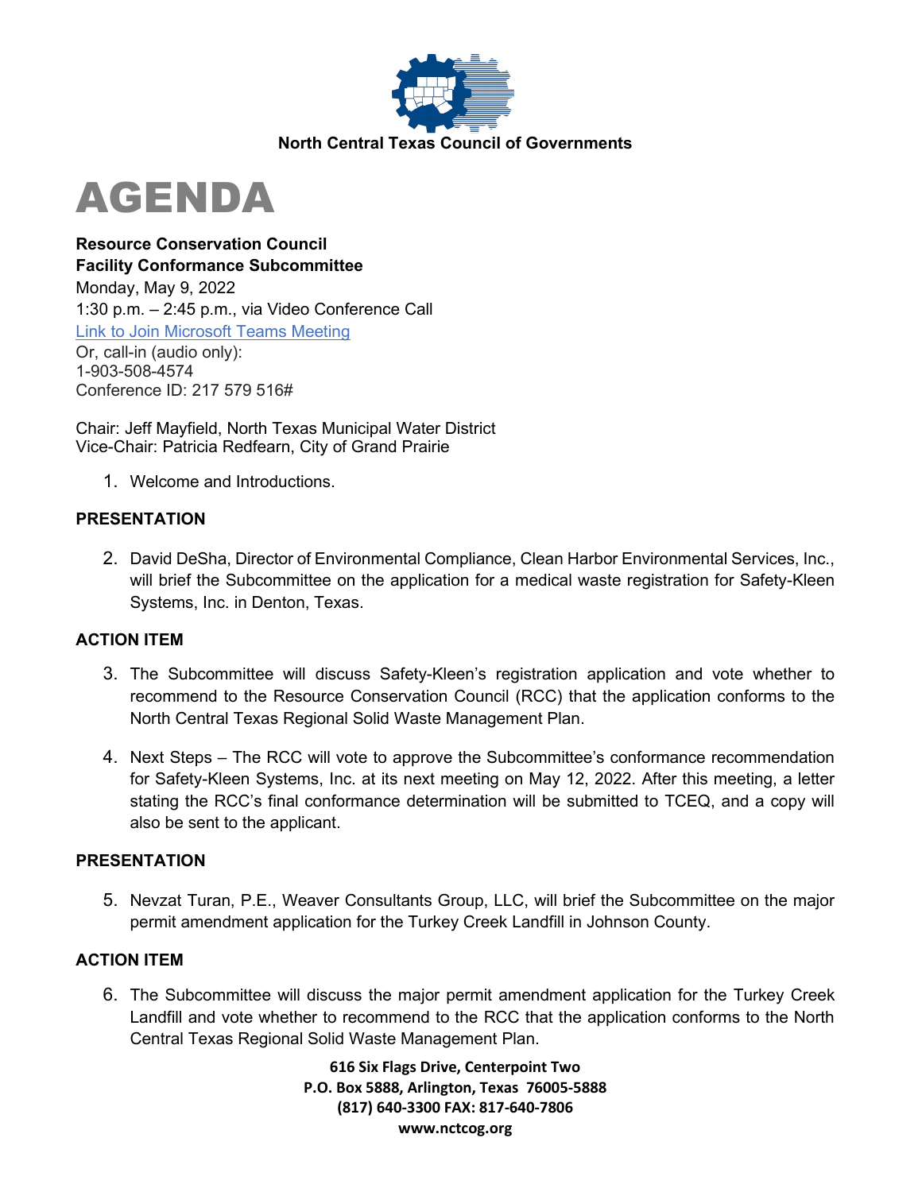North Central Texas Council of Governments

# AGENDA

**Resource Conservation Council**
**Facility Conformance Subcommittee**
Monday, May 9, 2022
1:30 p.m. – 2:45 p.m., via Video Conference Call
Link to Join Microsoft Teams Meeting
Or, call-in (audio only):
1-903-508-4574
Conference ID: 217 579 516#

Chair: Jeff Mayfield, North Texas Municipal Water District
Vice-Chair: Patricia Redfearn, City of Grand Prairie

1. Welcome and Introductions.

**PRESENTATION**

2. David DeSha, Director of Environmental Compliance, Clean Harbor Environmental Services, Inc., will brief the Subcommittee on the application for a medical waste registration for Safety-Kleen Systems, Inc. in Denton, Texas.

**ACTION ITEM**

3. The Subcommittee will discuss Safety-Kleen's registration application and vote whether to recommend to the Resource Conservation Council (RCC) that the application conforms to the North Central Texas Regional Solid Waste Management Plan.

4. Next Steps – The RCC will vote to approve the Subcommittee's conformance recommendation for Safety-Kleen Systems, Inc. at its next meeting on May 12, 2022. After this meeting, a letter stating the RCC's final conformance determination will be submitted to TCEQ, and a copy will also be sent to the applicant.

**PRESENTATION**

5. Nevzat Turan, P.E., Weaver Consultants Group, LLC, will brief the Subcommittee on the major permit amendment application for the Turkey Creek Landfill in Johnson County.

**ACTION ITEM**

6. The Subcommittee will discuss the major permit amendment application for the Turkey Creek Landfill and vote whether to recommend to the RCC that the application conforms to the North Central Texas Regional Solid Waste Management Plan.

**616 Six Flags Drive, Centerpoint Two**
**P.O. Box 5888, Arlington, Texas 76005-5888**
**(817) 640-3300 FAX: 817-640-7806**
**www.nctcog.org**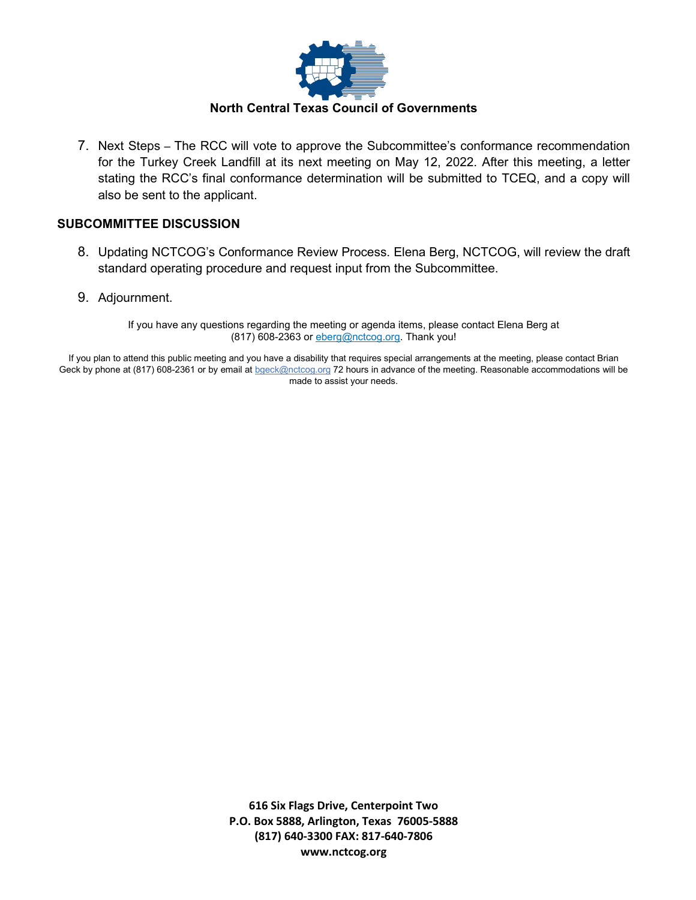**North Central Texas Council of Governments**

7. Next Steps – The RCC will vote to approve the Subcommittee's conformance recommendation for the Turkey Creek Landfill at its next meeting on May 12, 2022. After this meeting, a letter stating the RCC's final conformance determination will be submitted to TCEQ, and a copy will also be sent to the applicant.

**SUBCOMMITTEE DISCUSSION**

8. Updating NCTCOG's Conformance Review Process. Elena Berg, NCTCOG, will review the draft standard operating procedure and request input from the Subcommittee.

9. Adjournment.

If you have any questions regarding the meeting or agenda items, please contact Elena Berg at (817) 608-2363 or eberg@nctcog.org. Thank you!

If you plan to attend this public meeting and you have a disability that requires special arrangements at the meeting, please contact Brian Geck by phone at (817) 608-2361 or by email at bgeck@nctcog.org 72 hours in advance of the meeting. Reasonable accommodations will be made to assist your needs.

**616 Six Flags Drive, Centerpoint Two**
**P.O. Box 5888, Arlington, Texas 76005-5888**
**(817) 640-3300 FAX: 817-640-7806**
**www.nctcog.org**